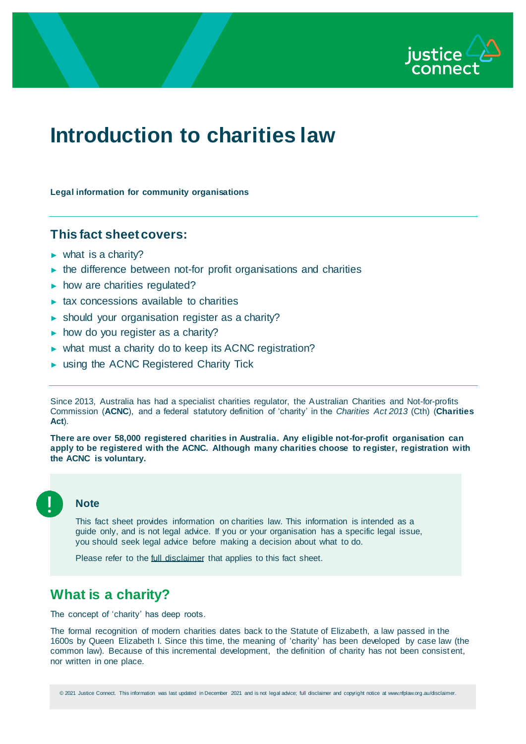# Introduction to charities law

**Legal information for community organisations**

## This fact sheet covers:

- what is a charity?
- the difference between not-for profit organisations and charities
- how are charities regulated?
- tax concessions available to charities
- should your organisation register as a charity?
- how do you register as a charity?
- what must a charity do to keep its ACNC registration?
- using the ACNC Registered Charity Tick

Since 2013, Australia has had a specialist charities regulator, the Australian Charities and Not-for-profits Commission (**ACNC**), and a federal statutory definition of 'charity' in the *Charities Act 2013* (Cth) (**Charities Act**).

**There are over 58,000 registered charities in Australia. Any eligible not-for-profit organisation can apply to be registered with the ACNC. Although many charities choose to register, registration with the ACNC is voluntary.**

> **Note**
>
> This fact sheet provides information on charities law. This information is intended as a guide only, and is not legal advice. If you or your organisation has a specific legal issue, you should seek legal advice before making a decision about what to do.
>
> Please refer to the full disclaimer that applies to this fact sheet.

## What is a charity?

The concept of 'charity' has deep roots.

The formal recognition of modern charities dates back to the Statute of Elizabeth, a law passed in the 1600s by Queen Elizabeth I. Since this time, the meaning of 'charity' has been developed by case law (the common law). Because of this incremental development, the definition of charity has not been consistent, nor written in one place.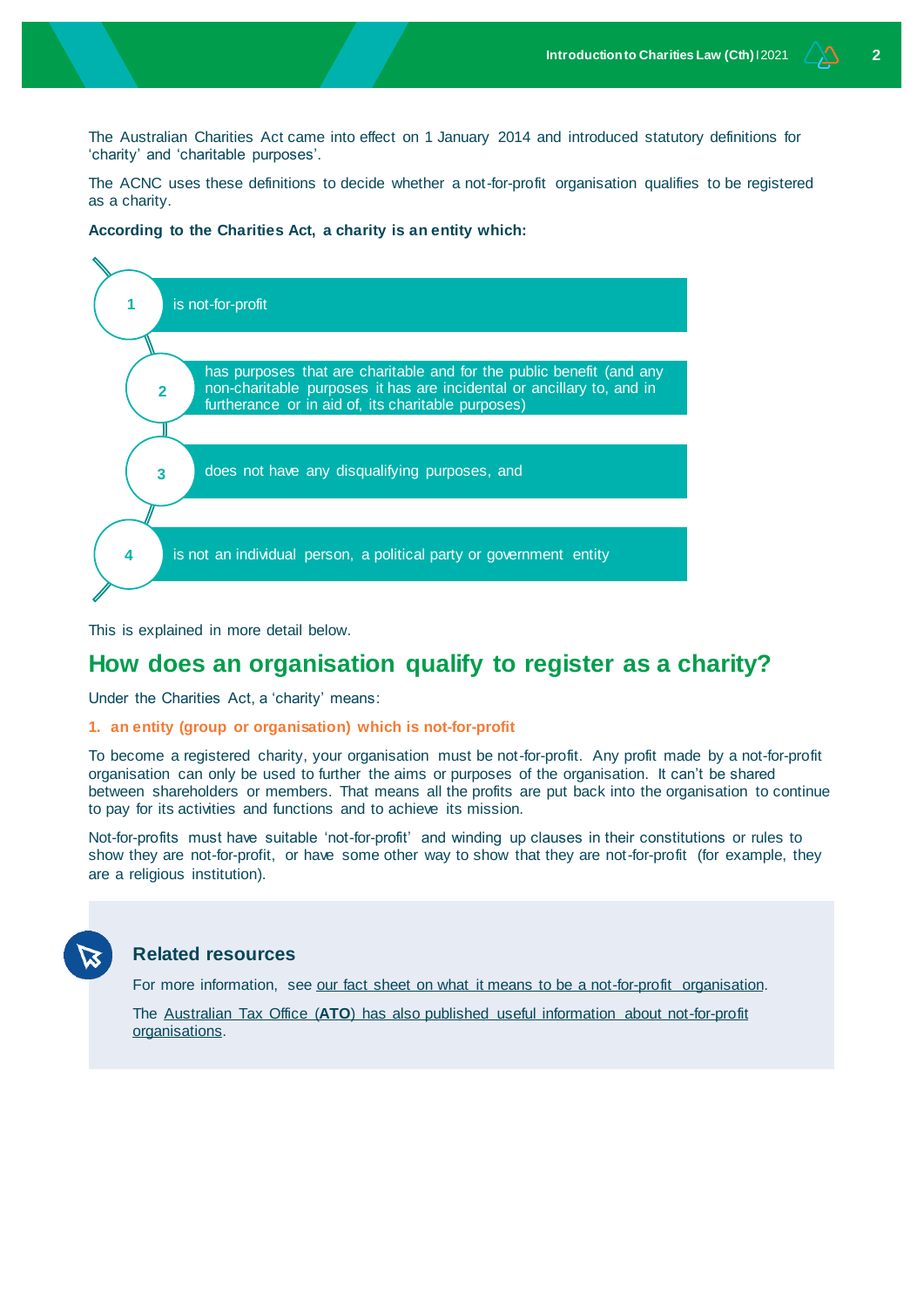The Australian Charities Act came into effect on 1 January 2014 and introduced statutory definitions for 'charity' and 'charitable purposes'.

The ACNC uses these definitions to decide whether a not-for-profit organisation qualifies to be registered as a charity.

**According to the Charities Act, a charity is an entity which:**

1. is not-for-profit
2. has purposes that are charitable and for the public benefit (and any non-charitable purposes it has are incidental or ancillary to, and in furtherance or in aid of, its charitable purposes)
3. does not have any disqualifying purposes, and
4. is not an individual person, a political party or government entity

This is explained in more detail below.

## How does an organisation qualify to register as a charity?

Under the Charities Act, a 'charity' means:

### 1. an entity (group or organisation) which is not-for-profit

To become a registered charity, your organisation must be not-for-profit. Any profit made by a not-for-profit organisation can only be used to further the aims or purposes of the organisation. It can't be shared between shareholders or members. That means all the profits are put back into the organisation to continue to pay for its activities and functions and to achieve its mission.

Not-for-profits must have suitable 'not-for-profit' and winding up clauses in their constitutions or rules to show they are not-for-profit, or have some other way to show that they are not-for-profit (for example, they are a religious institution).

> **Related resources**
>
> For more information, see our fact sheet on what it means to be a not-for-profit organisation.
>
> The Australian Tax Office (**ATO**) has also published useful information about not-for-profit organisations.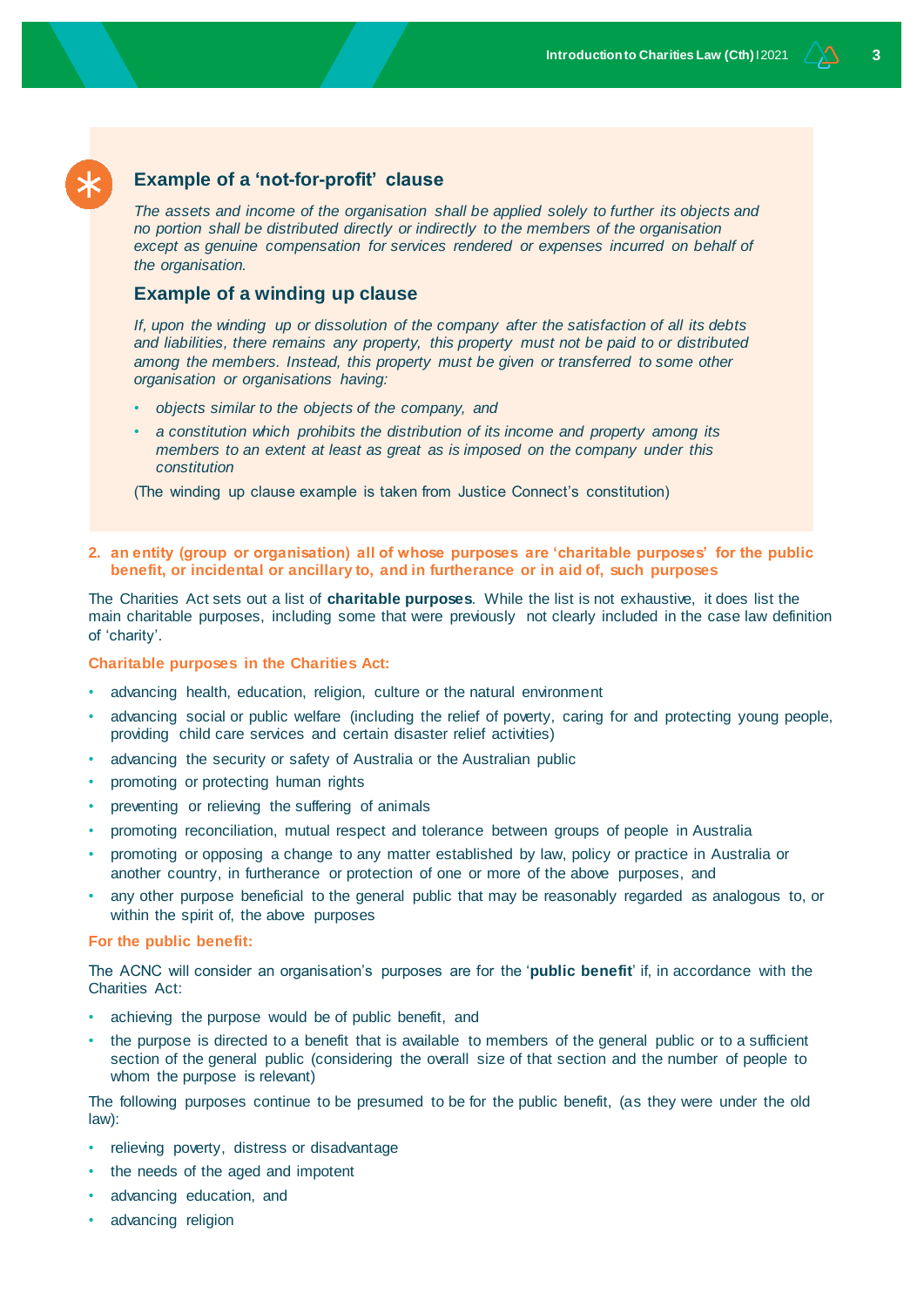### Example of a 'not-for-profit' clause

*The assets and income of the organisation shall be applied solely to further its objects and no portion shall be distributed directly or indirectly to the members of the organisation except as genuine compensation for services rendered or expenses incurred on behalf of the organisation.*

### Example of a winding up clause

*If, upon the winding up or dissolution of the company after the satisfaction of all its debts and liabilities, there remains any property, this property must not be paid to or distributed among the members. Instead, this property must be given or transferred to some other organisation or organisations having:*

- *objects similar to the objects of the company, and*
- *a constitution which prohibits the distribution of its income and property among its members to an extent at least as great as is imposed on the company under this constitution*

(The winding up clause example is taken from Justice Connect's constitution)

2. **an entity (group or organisation) all of whose purposes are 'charitable purposes' for the public benefit, or incidental or ancillary to, and in furtherance or in aid of, such purposes**

The Charities Act sets out a list of **charitable purposes**. While the list is not exhaustive, it does list the main charitable purposes, including some that were previously not clearly included in the case law definition of 'charity'.

**Charitable purposes in the Charities Act:**

- advancing health, education, religion, culture or the natural environment
- advancing social or public welfare (including the relief of poverty, caring for and protecting young people, providing child care services and certain disaster relief activities)
- advancing the security or safety of Australia or the Australian public
- promoting or protecting human rights
- preventing or relieving the suffering of animals
- promoting reconciliation, mutual respect and tolerance between groups of people in Australia
- promoting or opposing a change to any matter established by law, policy or practice in Australia or another country, in furtherance or protection of one or more of the above purposes, and
- any other purpose beneficial to the general public that may be reasonably regarded as analogous to, or within the spirit of, the above purposes

**For the public benefit:**

The ACNC will consider an organisation's purposes are for the '**public benefit**' if, in accordance with the Charities Act:

- achieving the purpose would be of public benefit, and
- the purpose is directed to a benefit that is available to members of the general public or to a sufficient section of the general public (considering the overall size of that section and the number of people to whom the purpose is relevant)

The following purposes continue to be presumed to be for the public benefit, (as they were under the old law):

- relieving poverty, distress or disadvantage
- the needs of the aged and impotent
- advancing education, and
- advancing religion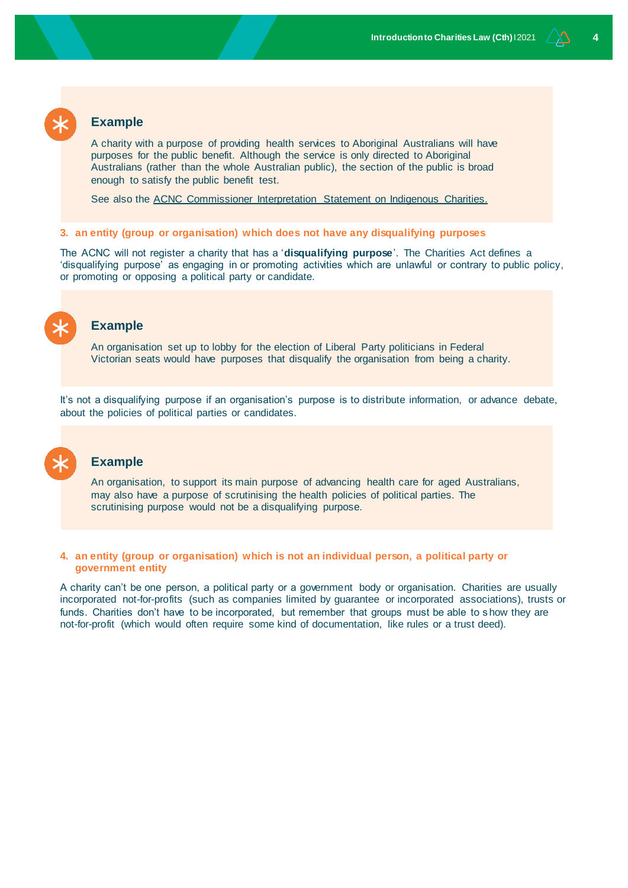> **Example**
>
> A charity with a purpose of providing health services to Aboriginal Australians will have purposes for the public benefit. Although the service is only directed to Aboriginal Australians (rather than the whole Australian public), the section of the public is broad enough to satisfy the public benefit test.
>
> See also the ACNC Commissioner Interpretation Statement on Indigenous Charities.

**3. an entity (group or organisation) which does not have any disqualifying purposes**

The ACNC will not register a charity that has a '**disqualifying purpose**'. The Charities Act defines a 'disqualifying purpose' as engaging in or promoting activities which are unlawful or contrary to public policy, or promoting or opposing a political party or candidate.

> **Example**
>
> An organisation set up to lobby for the election of Liberal Party politicians in Federal Victorian seats would have purposes that disqualify the organisation from being a charity.

It's not a disqualifying purpose if an organisation's purpose is to distribute information, or advance debate, about the policies of political parties or candidates.

> **Example**
>
> An organisation, to support its main purpose of advancing health care for aged Australians, may also have a purpose of scrutinising the health policies of political parties. The scrutinising purpose would not be a disqualifying purpose.

**4. an entity (group or organisation) which is not an individual person, a political party or government entity**

A charity can't be one person, a political party or a government body or organisation. Charities are usually incorporated not-for-profits (such as companies limited by guarantee or incorporated associations), trusts or funds. Charities don't have to be incorporated, but remember that groups must be able to show they are not-for-profit (which would often require some kind of documentation, like rules or a trust deed).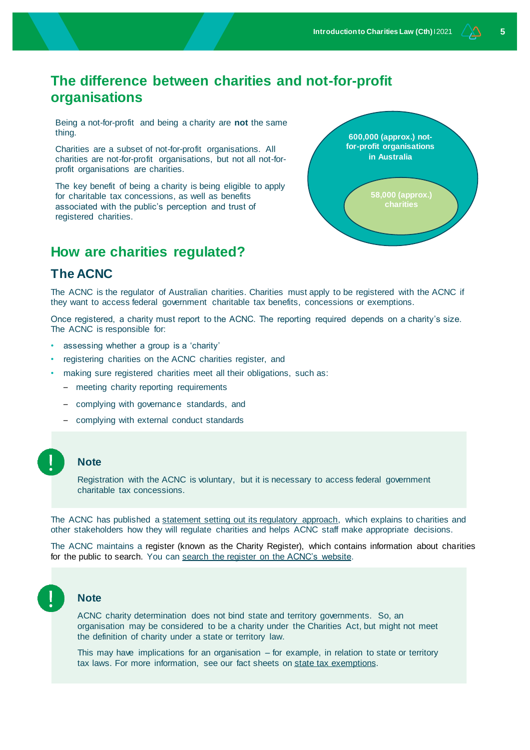## The difference between charities and not-for-profit organisations

Being a not-for-profit and being a charity are **not** the same thing.

Charities are a subset of not-for-profit organisations. All charities are not-for-profit organisations, but not all not-for-profit organisations are charities.

The key benefit of being a charity is being eligible to apply for charitable tax concessions, as well as benefits associated with the public's perception and trust of registered charities.

600,000 (approx.) not-for-profit organisations in Australia

58,000 (approx.) charities

## How are charities regulated?

### The ACNC

The ACNC is the regulator of Australian charities. Charities must apply to be registered with the ACNC if they want to access federal government charitable tax benefits, concessions or exemptions.

Once registered, a charity must report to the ACNC. The reporting required depends on a charity's size. The ACNC is responsible for:

- assessing whether a group is a 'charity'
- registering charities on the ACNC charities register, and
- making sure registered charities meet all their obligations, such as:
  - meeting charity reporting requirements
  - complying with governance standards, and
  - complying with external conduct standards

> **Note**
>
> Registration with the ACNC is voluntary, but it is necessary to access federal government charitable tax concessions.

The ACNC has published a statement setting out its regulatory approach, which explains to charities and other stakeholders how they will regulate charities and helps ACNC staff make appropriate decisions.

The ACNC maintains a register (known as the Charity Register), which contains information about charities for the public to search. You can search the register on the ACNC's website.

> **Note**
>
> ACNC charity determination does not bind state and territory governments. So, an organisation may be considered to be a charity under the Charities Act, but might not meet the definition of charity under a state or territory law.
>
> This may have implications for an organisation – for example, in relation to state or territory tax laws. For more information, see our fact sheets on state tax exemptions.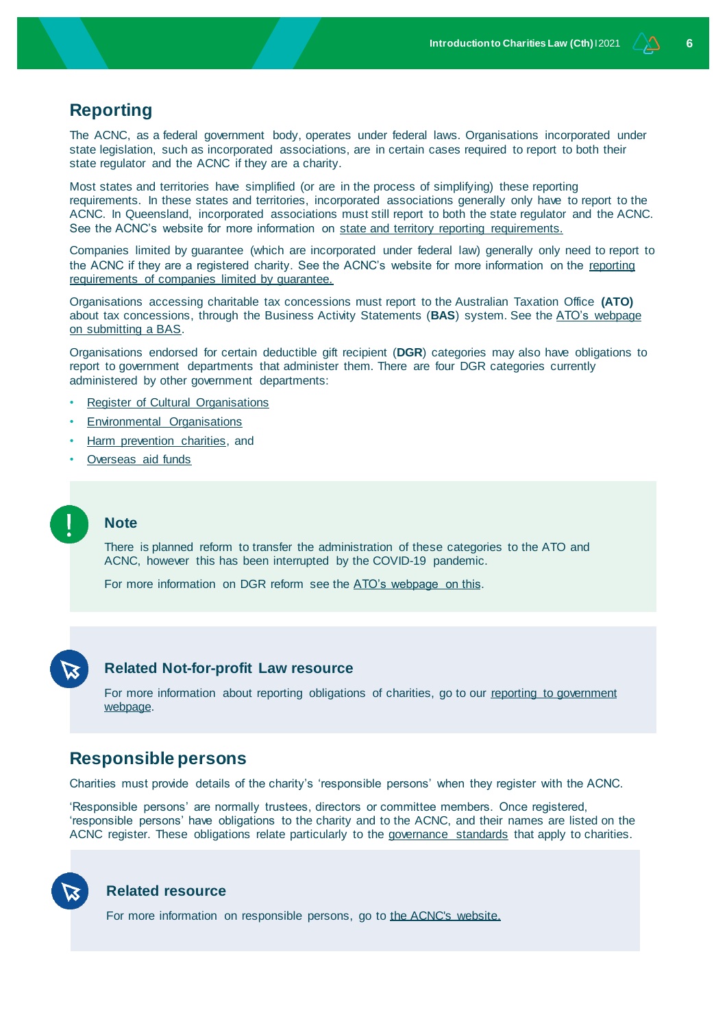## Reporting

The ACNC, as a federal government body, operates under federal laws. Organisations incorporated under state legislation, such as incorporated associations, are in certain cases required to report to both their state regulator and the ACNC if they are a charity.

Most states and territories have simplified (or are in the process of simplifying) these reporting requirements. In these states and territories, incorporated associations generally only have to report to the ACNC. In Queensland, incorporated associations must still report to both the state regulator and the ACNC. See the ACNC's website for more information on state and territory reporting requirements.

Companies limited by guarantee (which are incorporated under federal law) generally only need to report to the ACNC if they are a registered charity. See the ACNC's website for more information on the reporting requirements of companies limited by guarantee.

Organisations accessing charitable tax concessions must report to the Australian Taxation Office **(ATO)** about tax concessions, through the Business Activity Statements (**BAS**) system. See the ATO's webpage on submitting a BAS.

Organisations endorsed for certain deductible gift recipient (**DGR**) categories may also have obligations to report to government departments that administer them. There are four DGR categories currently administered by other government departments:

- Register of Cultural Organisations
- Environmental Organisations
- Harm prevention charities, and
- Overseas aid funds

### Note

There is planned reform to transfer the administration of these categories to the ATO and ACNC, however this has been interrupted by the COVID-19 pandemic.

For more information on DGR reform see the ATO's webpage on this.

### Related Not-for-profit Law resource

For more information about reporting obligations of charities, go to our reporting to government webpage.

## Responsible persons

Charities must provide details of the charity's 'responsible persons' when they register with the ACNC.

'Responsible persons' are normally trustees, directors or committee members. Once registered, 'responsible persons' have obligations to the charity and to the ACNC, and their names are listed on the ACNC register. These obligations relate particularly to the governance standards that apply to charities.

### Related resource

For more information on responsible persons, go to the ACNC's website.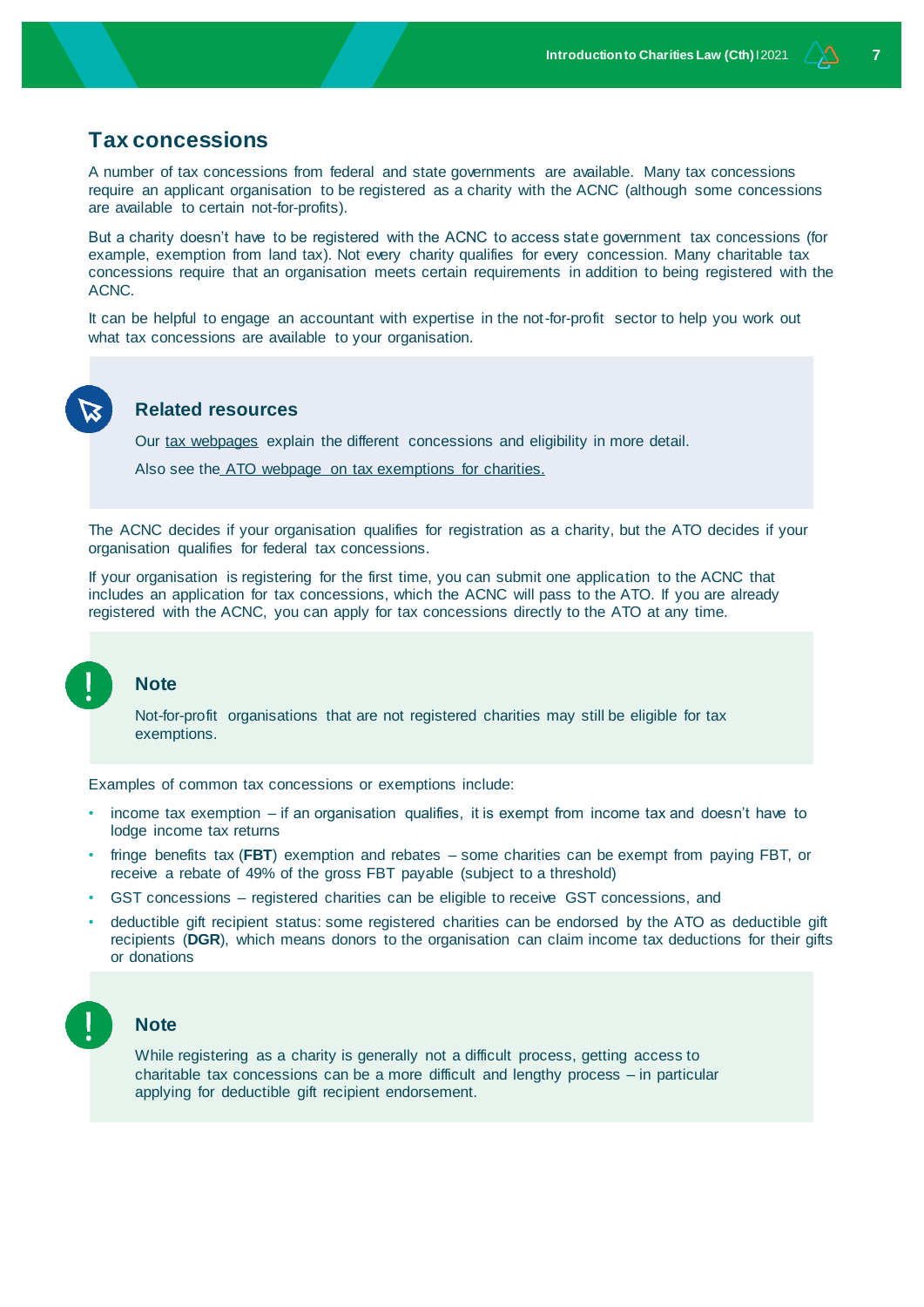## Tax concessions

A number of tax concessions from federal and state governments are available. Many tax concessions require an applicant organisation to be registered as a charity with the ACNC (although some concessions are available to certain not-for-profits).

But a charity doesn't have to be registered with the ACNC to access state government tax concessions (for example, exemption from land tax). Not every charity qualifies for every concession. Many charitable tax concessions require that an organisation meets certain requirements in addition to being registered with the ACNC.

It can be helpful to engage an accountant with expertise in the not-for-profit sector to help you work out what tax concessions are available to your organisation.

> ### Related resources
>
> Our tax webpages explain the different concessions and eligibility in more detail.
>
> Also see the ATO webpage on tax exemptions for charities.

The ACNC decides if your organisation qualifies for registration as a charity, but the ATO decides if your organisation qualifies for federal tax concessions.

If your organisation is registering for the first time, you can submit one application to the ACNC that includes an application for tax concessions, which the ACNC will pass to the ATO. If you are already registered with the ACNC, you can apply for tax concessions directly to the ATO at any time.

> ### Note
>
> Not-for-profit organisations that are not registered charities may still be eligible for tax exemptions.

Examples of common tax concessions or exemptions include:

- income tax exemption – if an organisation qualifies, it is exempt from income tax and doesn't have to lodge income tax returns
- fringe benefits tax (**FBT**) exemption and rebates – some charities can be exempt from paying FBT, or receive a rebate of 49% of the gross FBT payable (subject to a threshold)
- GST concessions – registered charities can be eligible to receive GST concessions, and
- deductible gift recipient status: some registered charities can be endorsed by the ATO as deductible gift recipients (**DGR**), which means donors to the organisation can claim income tax deductions for their gifts or donations

> ### Note
>
> While registering as a charity is generally not a difficult process, getting access to charitable tax concessions can be a more difficult and lengthy process – in particular applying for deductible gift recipient endorsement.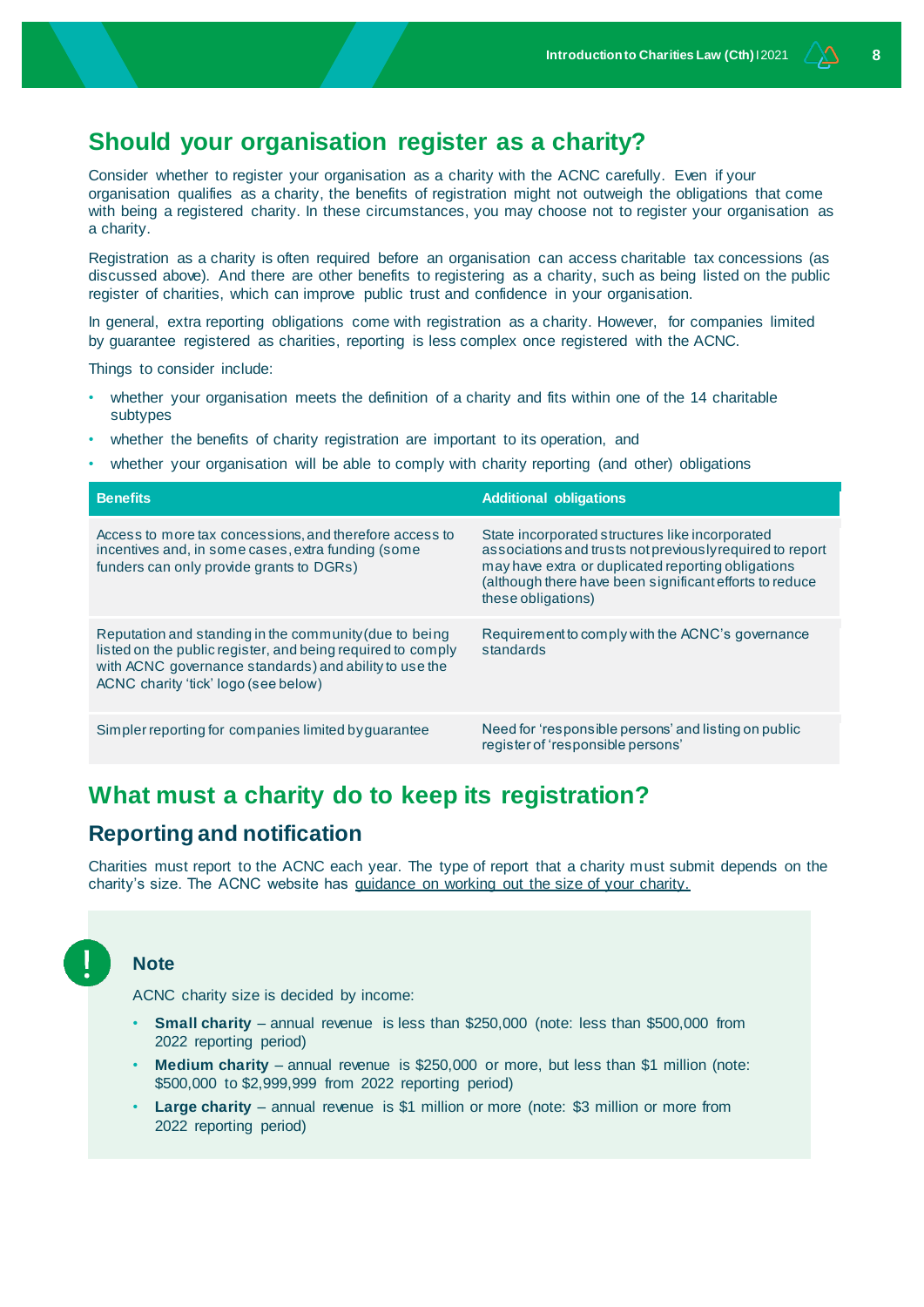## Should your organisation register as a charity?

Consider whether to register your organisation as a charity with the ACNC carefully. Even if your organisation qualifies as a charity, the benefits of registration might not outweigh the obligations that come with being a registered charity. In these circumstances, you may choose not to register your organisation as a charity.

Registration as a charity is often required before an organisation can access charitable tax concessions (as discussed above). And there are other benefits to registering as a charity, such as being listed on the public register of charities, which can improve public trust and confidence in your organisation.

In general, extra reporting obligations come with registration as a charity. However, for companies limited by guarantee registered as charities, reporting is less complex once registered with the ACNC.

Things to consider include:

- whether your organisation meets the definition of a charity and fits within one of the 14 charitable subtypes
- whether the benefits of charity registration are important to its operation, and
- whether your organisation will be able to comply with charity reporting (and other) obligations

| Benefits | Additional obligations |
|---|---|
| Access to more tax concessions, and therefore access to incentives and, in some cases, extra funding (some funders can only provide grants to DGRs) | State incorporated structures like incorporated associations and trusts not previously required to report may have extra or duplicated reporting obligations (although there have been significant efforts to reduce these obligations) |
| Reputation and standing in the community (due to being listed on the public register, and being required to comply with ACNC governance standards) and ability to use the ACNC charity 'tick' logo (see below) | Requirement to comply with the ACNC's governance standards |
| Simpler reporting for companies limited by guarantee | Need for 'responsible persons' and listing on public register of 'responsible persons' |

## What must a charity do to keep its registration?

### Reporting and notification

Charities must report to the ACNC each year. The type of report that a charity must submit depends on the charity's size. The ACNC website has guidance on working out the size of your charity.

> **Note**
>
> ACNC charity size is decided by income:
>
> - **Small charity** – annual revenue is less than $250,000 (note: less than $500,000 from 2022 reporting period)
> - **Medium charity** – annual revenue is $250,000 or more, but less than $1 million (note: $500,000 to $2,999,999 from 2022 reporting period)
> - **Large charity** – annual revenue is $1 million or more (note: $3 million or more from 2022 reporting period)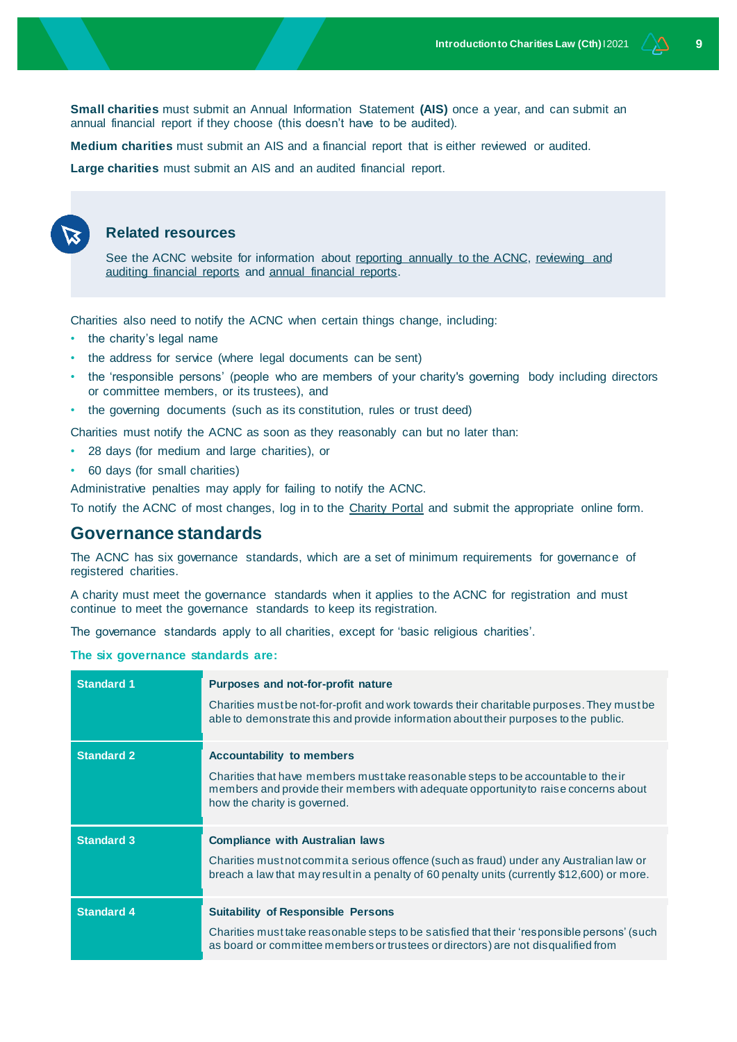**Small charities** must submit an Annual Information Statement **(AIS)** once a year, and can submit an annual financial report if they choose (this doesn't have to be audited).

**Medium charities** must submit an AIS and a financial report that is either reviewed or audited.

**Large charities** must submit an AIS and an audited financial report.

### Related resources

See the ACNC website for information about reporting annually to the ACNC, reviewing and auditing financial reports and annual financial reports.

Charities also need to notify the ACNC when certain things change, including:

- the charity's legal name
- the address for service (where legal documents can be sent)
- the 'responsible persons' (people who are members of your charity's governing body including directors or committee members, or its trustees), and
- the governing documents (such as its constitution, rules or trust deed)

Charities must notify the ACNC as soon as they reasonably can but no later than:

- 28 days (for medium and large charities), or
- 60 days (for small charities)

Administrative penalties may apply for failing to notify the ACNC.

To notify the ACNC of most changes, log in to the Charity Portal and submit the appropriate online form.

## Governance standards

The ACNC has six governance standards, which are a set of minimum requirements for governance of registered charities.

A charity must meet the governance standards when it applies to the ACNC for registration and must continue to meet the governance standards to keep its registration.

The governance standards apply to all charities, except for 'basic religious charities'.

**The six governance standards are:**

| Standard | Description |
|---|---|
| **Standard 1** | **Purposes and not-for-profit nature**<br>Charities must be not-for-profit and work towards their charitable purposes. They must be able to demonstrate this and provide information about their purposes to the public. |
| **Standard 2** | **Accountability to members**<br>Charities that have members must take reasonable steps to be accountable to their members and provide their members with adequate opportunity to raise concerns about how the charity is governed. |
| **Standard 3** | **Compliance with Australian laws**<br>Charities must not commit a serious offence (such as fraud) under any Australian law or breach a law that may result in a penalty of 60 penalty units (currently $12,600) or more. |
| **Standard 4** | **Suitability of Responsible Persons**<br>Charities must take reasonable steps to be satisfied that their 'responsible persons' (such as board or committee members or trustees or directors) are not disqualified from |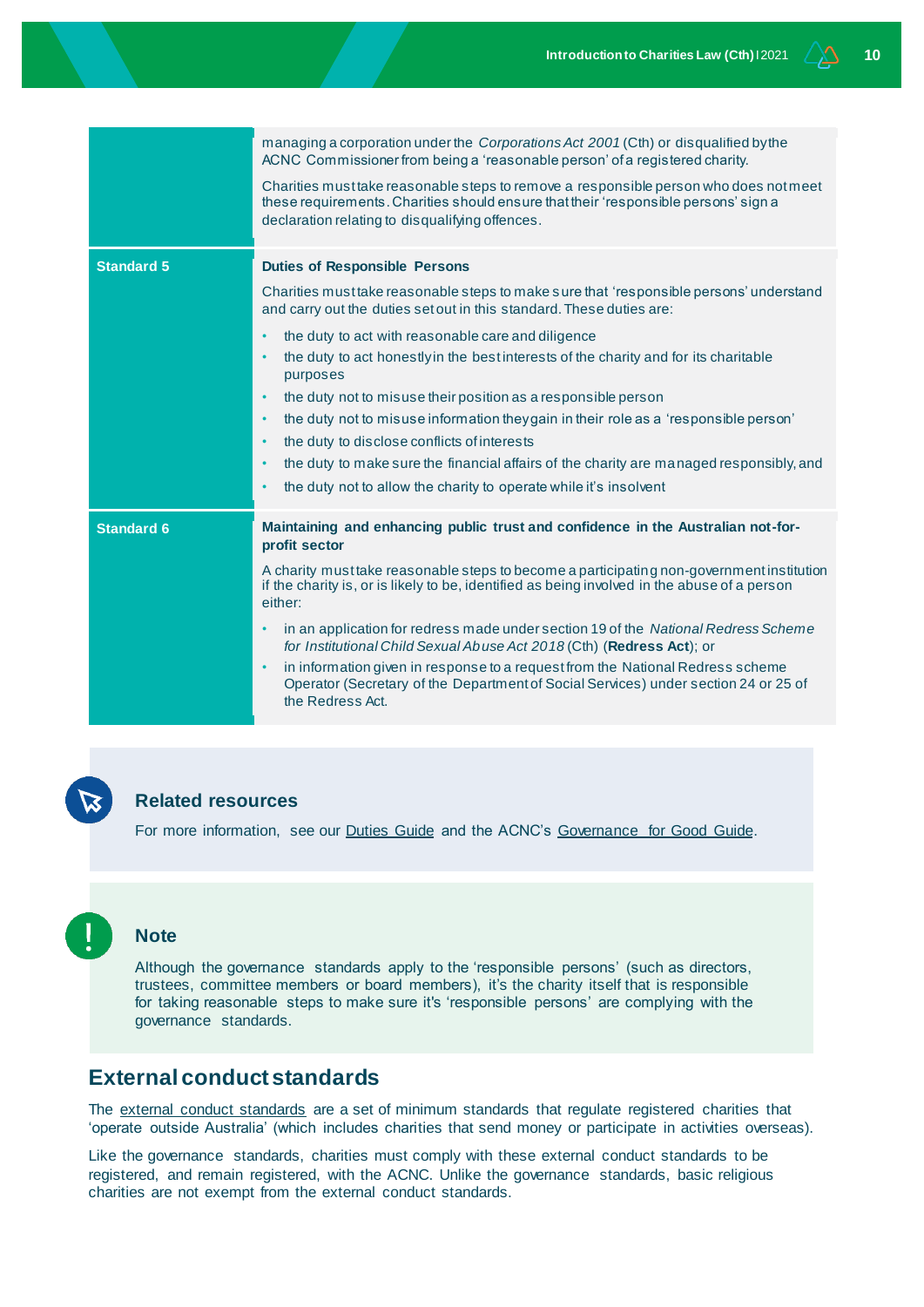| | |
|---|---|
| | managing a corporation under the *Corporations Act 2001* (Cth) or disqualified by the ACNC Commissioner from being a 'reasonable person' of a registered charity.<br><br>Charities must take reasonable steps to remove a responsible person who does not meet these requirements. Charities should ensure that their 'responsible persons' sign a declaration relating to disqualifying offences. |
| **Standard 5** | **Duties of Responsible Persons**<br><br>Charities must take reasonable steps to make sure that 'responsible persons' understand and carry out the duties set out in this standard. These duties are:<br><br>• the duty to act with reasonable care and diligence<br>• the duty to act honestly in the best interests of the charity and for its charitable purposes<br>• the duty not to misuse their position as a responsible person<br>• the duty not to misuse information they gain in their role as a 'responsible person'<br>• the duty to disclose conflicts of interests<br>• the duty to make sure the financial affairs of the charity are managed responsibly, and<br>• the duty not to allow the charity to operate while it's insolvent |
| **Standard 6** | **Maintaining and enhancing public trust and confidence in the Australian not-for-profit sector**<br><br>A charity must take reasonable steps to become a participating non-government institution if the charity is, or is likely to be, identified as being involved in the abuse of a person either:<br><br>• in an application for redress made under section 19 of the *National Redress Scheme for Institutional Child Sexual Abuse Act 2018* (Cth) (**Redress Act**); or<br>• in information given in response to a request from the National Redress scheme Operator (Secretary of the Department of Social Services) under section 24 or 25 of the Redress Act. |

### Related resources

For more information, see our Duties Guide and the ACNC's Governance for Good Guide.

### Note

Although the governance standards apply to the 'responsible persons' (such as directors, trustees, committee members or board members), it's the charity itself that is responsible for taking reasonable steps to make sure it's 'responsible persons' are complying with the governance standards.

## External conduct standards

The external conduct standards are a set of minimum standards that regulate registered charities that 'operate outside Australia' (which includes charities that send money or participate in activities overseas).

Like the governance standards, charities must comply with these external conduct standards to be registered, and remain registered, with the ACNC. Unlike the governance standards, basic religious charities are not exempt from the external conduct standards.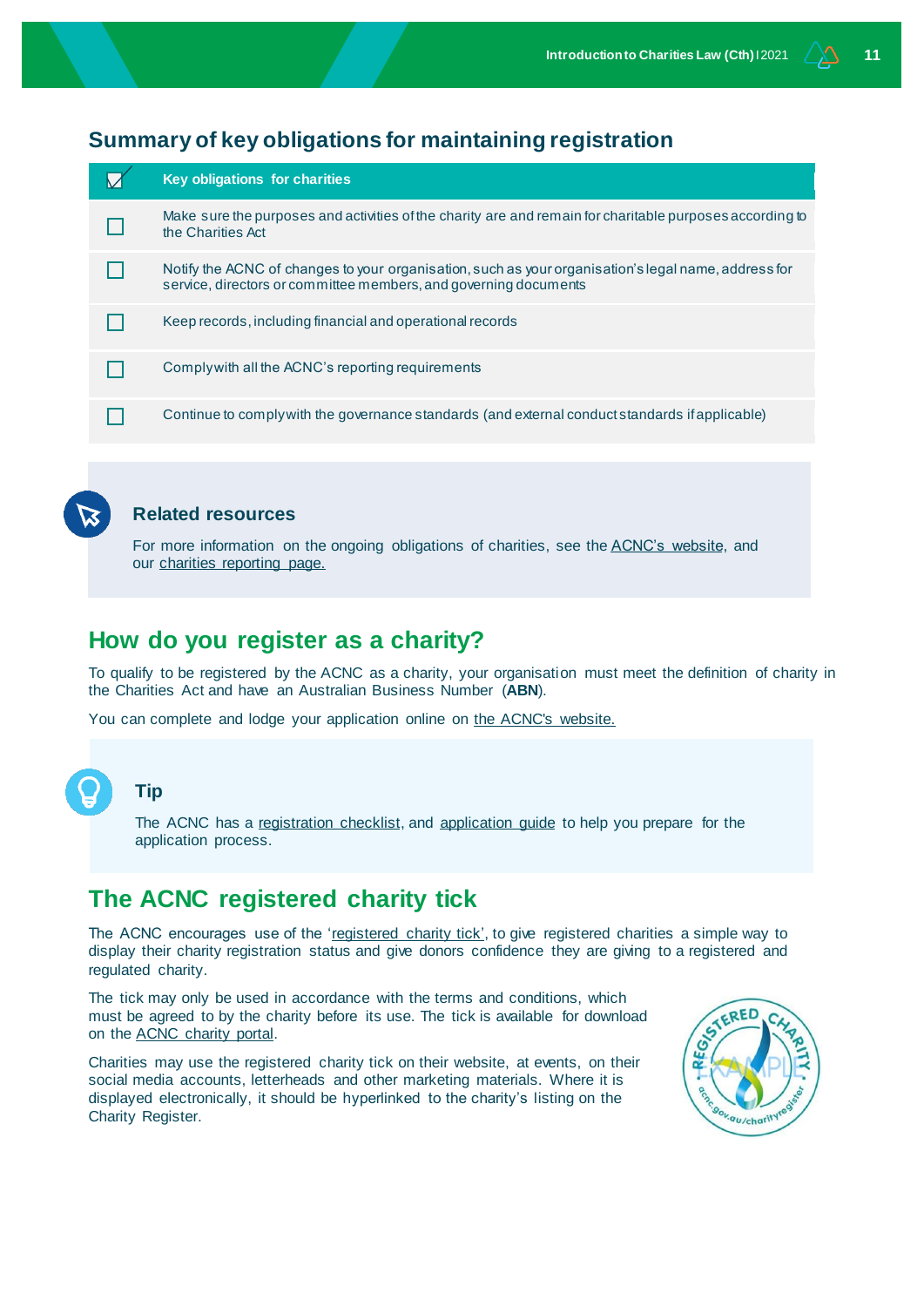## Summary of key obligations for maintaining registration

| ☑ | Key obligations for charities |
|---|---|
| ☐ | Make sure the purposes and activities of the charity are and remain for charitable purposes according to the Charities Act |
| ☐ | Notify the ACNC of changes to your organisation, such as your organisation's legal name, address for service, directors or committee members, and governing documents |
| ☐ | Keep records, including financial and operational records |
| ☐ | Comply with all the ACNC's reporting requirements |
| ☐ | Continue to comply with the governance standards (and external conduct standards if applicable) |

### Related resources

For more information on the ongoing obligations of charities, see the ACNC's website, and our charities reporting page.

## How do you register as a charity?

To qualify to be registered by the ACNC as a charity, your organisation must meet the definition of charity in the Charities Act and have an Australian Business Number (**ABN**).

You can complete and lodge your application online on the ACNC's website.

### Tip

The ACNC has a registration checklist, and application guide to help you prepare for the application process.

## The ACNC registered charity tick

The ACNC encourages use of the 'registered charity tick', to give registered charities a simple way to display their charity registration status and give donors confidence they are giving to a registered and regulated charity.

The tick may only be used in accordance with the terms and conditions, which must be agreed to by the charity before its use. The tick is available for download on the ACNC charity portal.

Charities may use the registered charity tick on their website, at events, on their social media accounts, letterheads and other marketing materials. Where it is displayed electronically, it should be hyperlinked to the charity's listing on the Charity Register.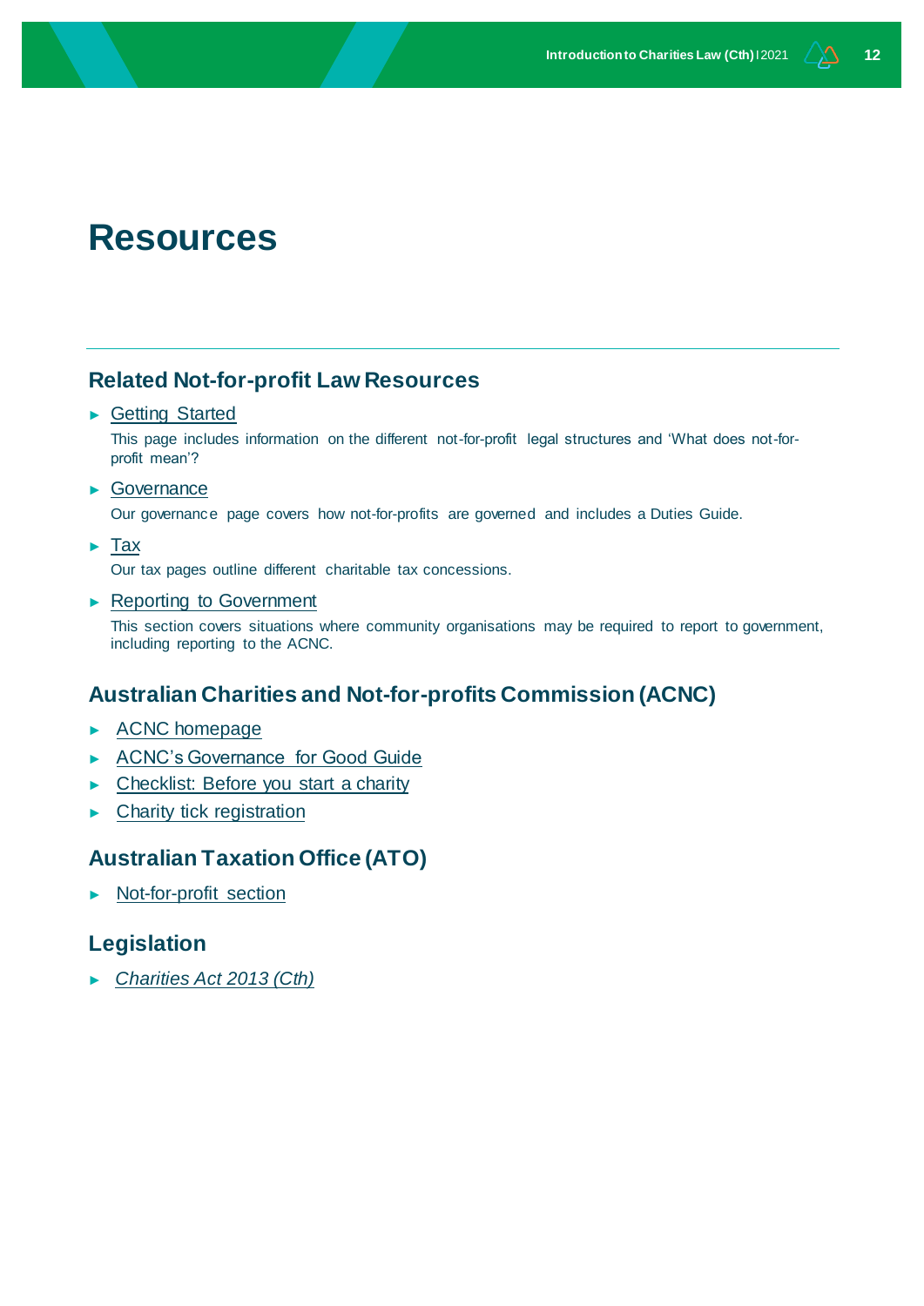# Resources

## Related Not-for-profit Law Resources

- Getting Started

  This page includes information on the different not-for-profit legal structures and 'What does not-for-profit mean'?

- Governance

  Our governance page covers how not-for-profits are governed and includes a Duties Guide.

- Tax

  Our tax pages outline different charitable tax concessions.

- Reporting to Government

  This section covers situations where community organisations may be required to report to government, including reporting to the ACNC.

## Australian Charities and Not-for-profits Commission (ACNC)

- ACNC homepage
- ACNC's Governance for Good Guide
- Checklist: Before you start a charity
- Charity tick registration

## Australian Taxation Office (ATO)

- Not-for-profit section

## Legislation

- *Charities Act 2013 (Cth)*